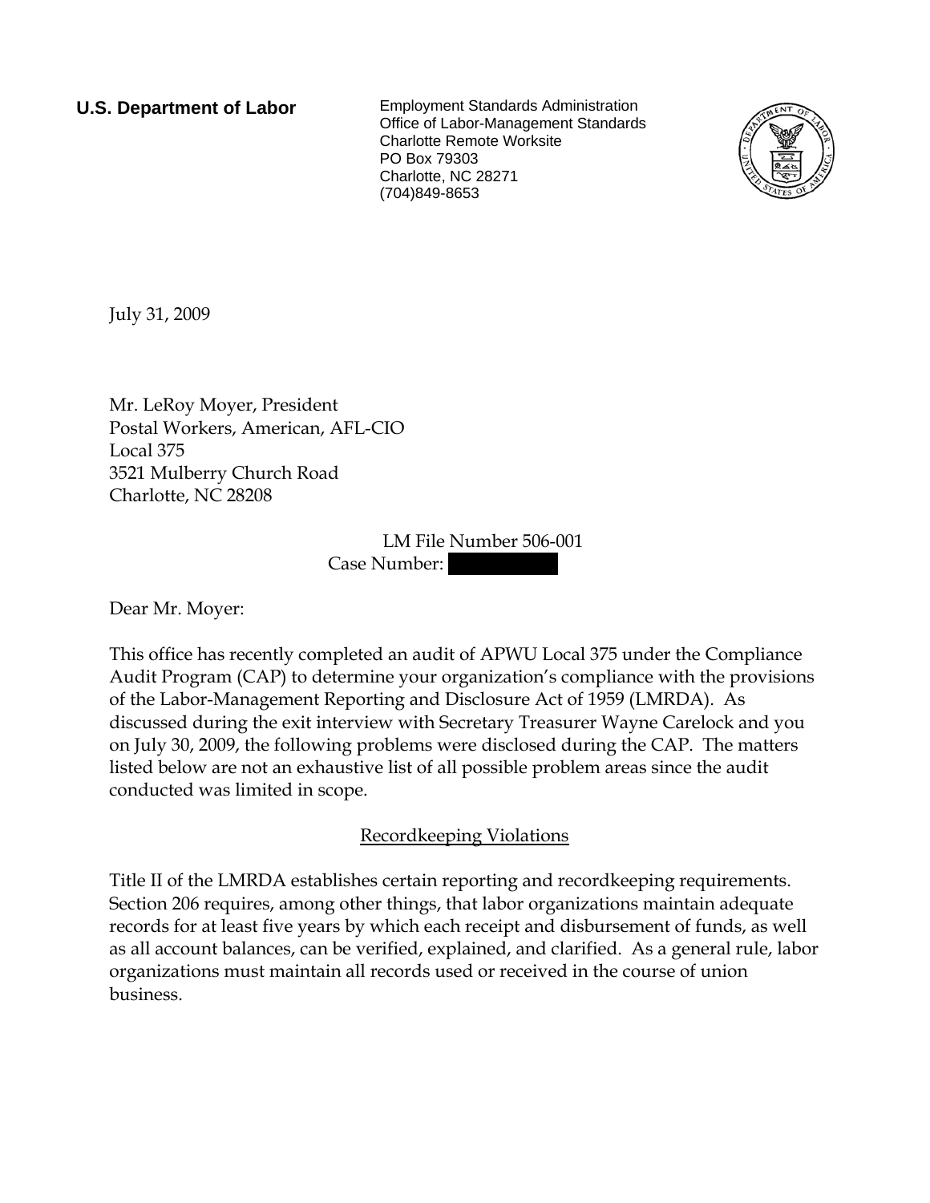**U.S. Department of Labor**

Employment Standards Administration
Office of Labor-Management Standards
Charlotte Remote Worksite
PO Box 79303
Charlotte, NC 28271
(704)849-8653

July 31, 2009

Mr. LeRoy Moyer, President
Postal Workers, American, AFL-CIO
Local 375
3521 Mulberry Church Road
Charlotte, NC 28208

LM File Number 506-001
Case Number: [REDACTED]

Dear Mr. Moyer:

This office has recently completed an audit of APWU Local 375 under the Compliance Audit Program (CAP) to determine your organization's compliance with the provisions of the Labor-Management Reporting and Disclosure Act of 1959 (LMRDA). As discussed during the exit interview with Secretary Treasurer Wayne Carelock and you on July 30, 2009, the following problems were disclosed during the CAP. The matters listed below are not an exhaustive list of all possible problem areas since the audit conducted was limited in scope.

## Recordkeeping Violations

Title II of the LMRDA establishes certain reporting and recordkeeping requirements. Section 206 requires, among other things, that labor organizations maintain adequate records for at least five years by which each receipt and disbursement of funds, as well as all account balances, can be verified, explained, and clarified. As a general rule, labor organizations must maintain all records used or received in the course of union business.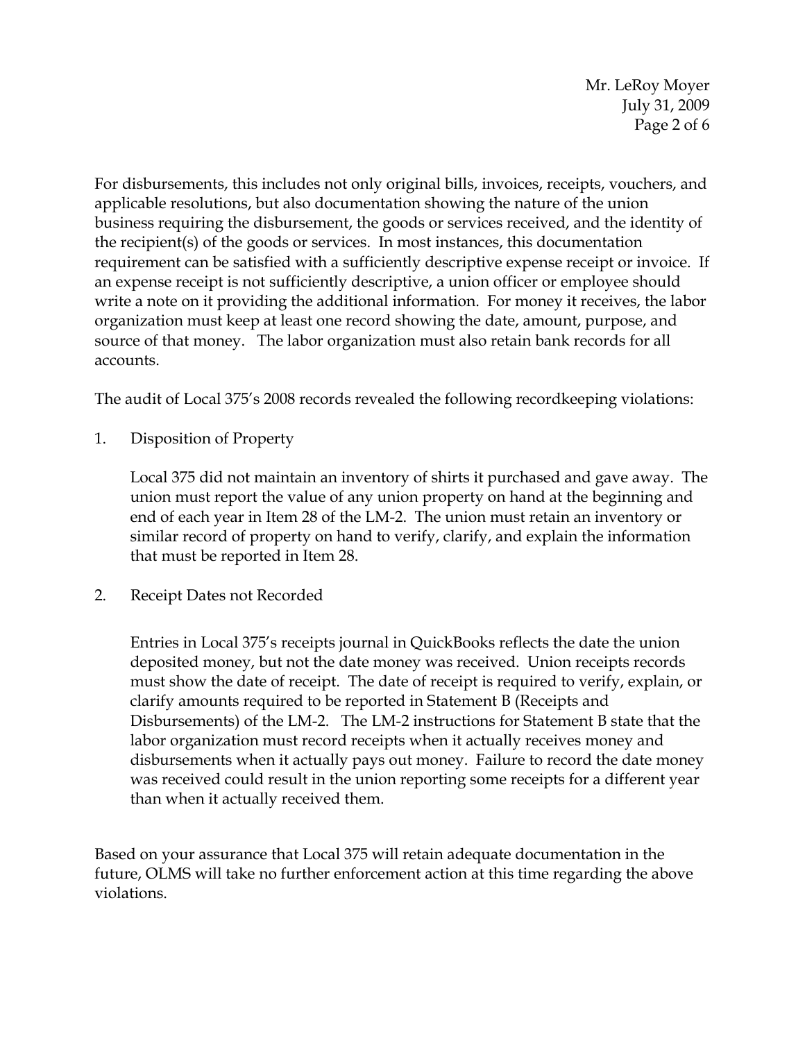For disbursements, this includes not only original bills, invoices, receipts, vouchers, and applicable resolutions, but also documentation showing the nature of the union business requiring the disbursement, the goods or services received, and the identity of the recipient(s) of the goods or services. In most instances, this documentation requirement can be satisfied with a sufficiently descriptive expense receipt or invoice. If an expense receipt is not sufficiently descriptive, a union officer or employee should write a note on it providing the additional information. For money it receives, the labor organization must keep at least one record showing the date, amount, purpose, and source of that money. The labor organization must also retain bank records for all accounts.

The audit of Local 375's 2008 records revealed the following recordkeeping violations:

1. Disposition of Property

   Local 375 did not maintain an inventory of shirts it purchased and gave away. The union must report the value of any union property on hand at the beginning and end of each year in Item 28 of the LM-2. The union must retain an inventory or similar record of property on hand to verify, clarify, and explain the information that must be reported in Item 28.

2. Receipt Dates not Recorded

   Entries in Local 375's receipts journal in QuickBooks reflects the date the union deposited money, but not the date money was received. Union receipts records must show the date of receipt. The date of receipt is required to verify, explain, or clarify amounts required to be reported in Statement B (Receipts and Disbursements) of the LM-2. The LM-2 instructions for Statement B state that the labor organization must record receipts when it actually receives money and disbursements when it actually pays out money. Failure to record the date money was received could result in the union reporting some receipts for a different year than when it actually received them.

Based on your assurance that Local 375 will retain adequate documentation in the future, OLMS will take no further enforcement action at this time regarding the above violations.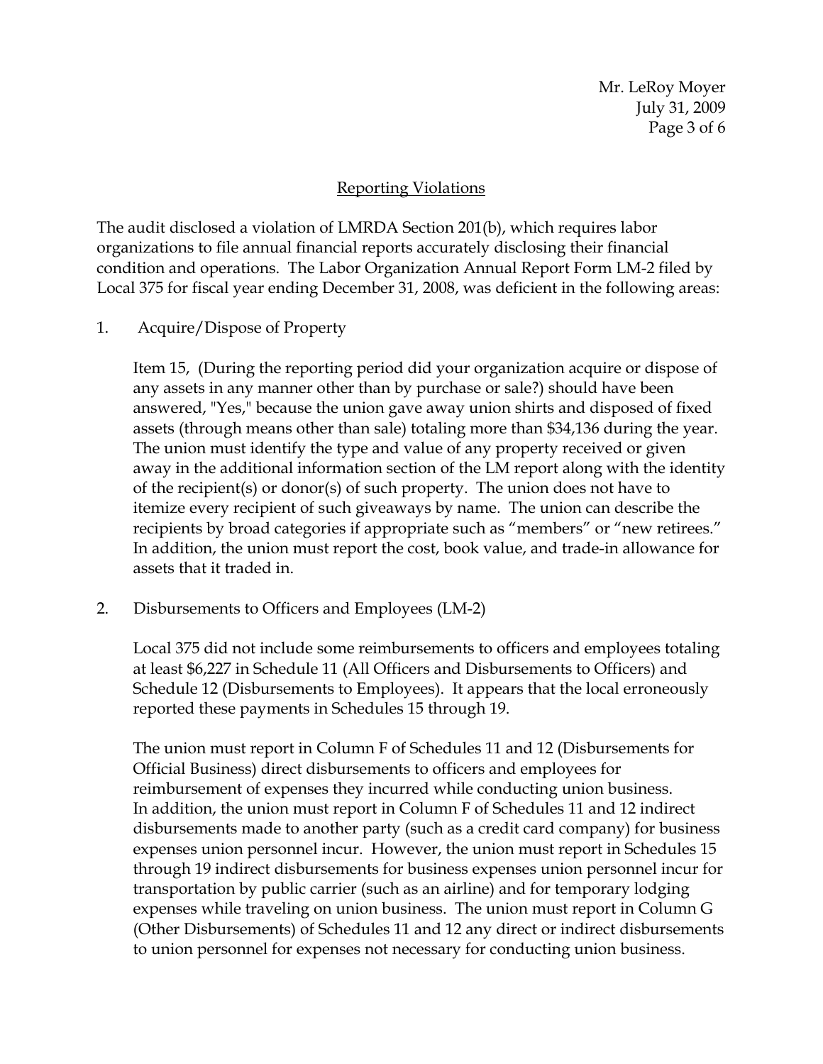## Reporting Violations

The audit disclosed a violation of LMRDA Section 201(b), which requires labor organizations to file annual financial reports accurately disclosing their financial condition and operations. The Labor Organization Annual Report Form LM-2 filed by Local 375 for fiscal year ending December 31, 2008, was deficient in the following areas:

1. Acquire/Dispose of Property

   Item 15, (During the reporting period did your organization acquire or dispose of any assets in any manner other than by purchase or sale?) should have been answered, "Yes," because the union gave away union shirts and disposed of fixed assets (through means other than sale) totaling more than $34,136 during the year. The union must identify the type and value of any property received or given away in the additional information section of the LM report along with the identity of the recipient(s) or donor(s) of such property. The union does not have to itemize every recipient of such giveaways by name. The union can describe the recipients by broad categories if appropriate such as "members" or "new retirees." In addition, the union must report the cost, book value, and trade-in allowance for assets that it traded in.

2. Disbursements to Officers and Employees (LM-2)

   Local 375 did not include some reimbursements to officers and employees totaling at least $6,227 in Schedule 11 (All Officers and Disbursements to Officers) and Schedule 12 (Disbursements to Employees). It appears that the local erroneously reported these payments in Schedules 15 through 19.

   The union must report in Column F of Schedules 11 and 12 (Disbursements for Official Business) direct disbursements to officers and employees for reimbursement of expenses they incurred while conducting union business. In addition, the union must report in Column F of Schedules 11 and 12 indirect disbursements made to another party (such as a credit card company) for business expenses union personnel incur. However, the union must report in Schedules 15 through 19 indirect disbursements for business expenses union personnel incur for transportation by public carrier (such as an airline) and for temporary lodging expenses while traveling on union business. The union must report in Column G (Other Disbursements) of Schedules 11 and 12 any direct or indirect disbursements to union personnel for expenses not necessary for conducting union business.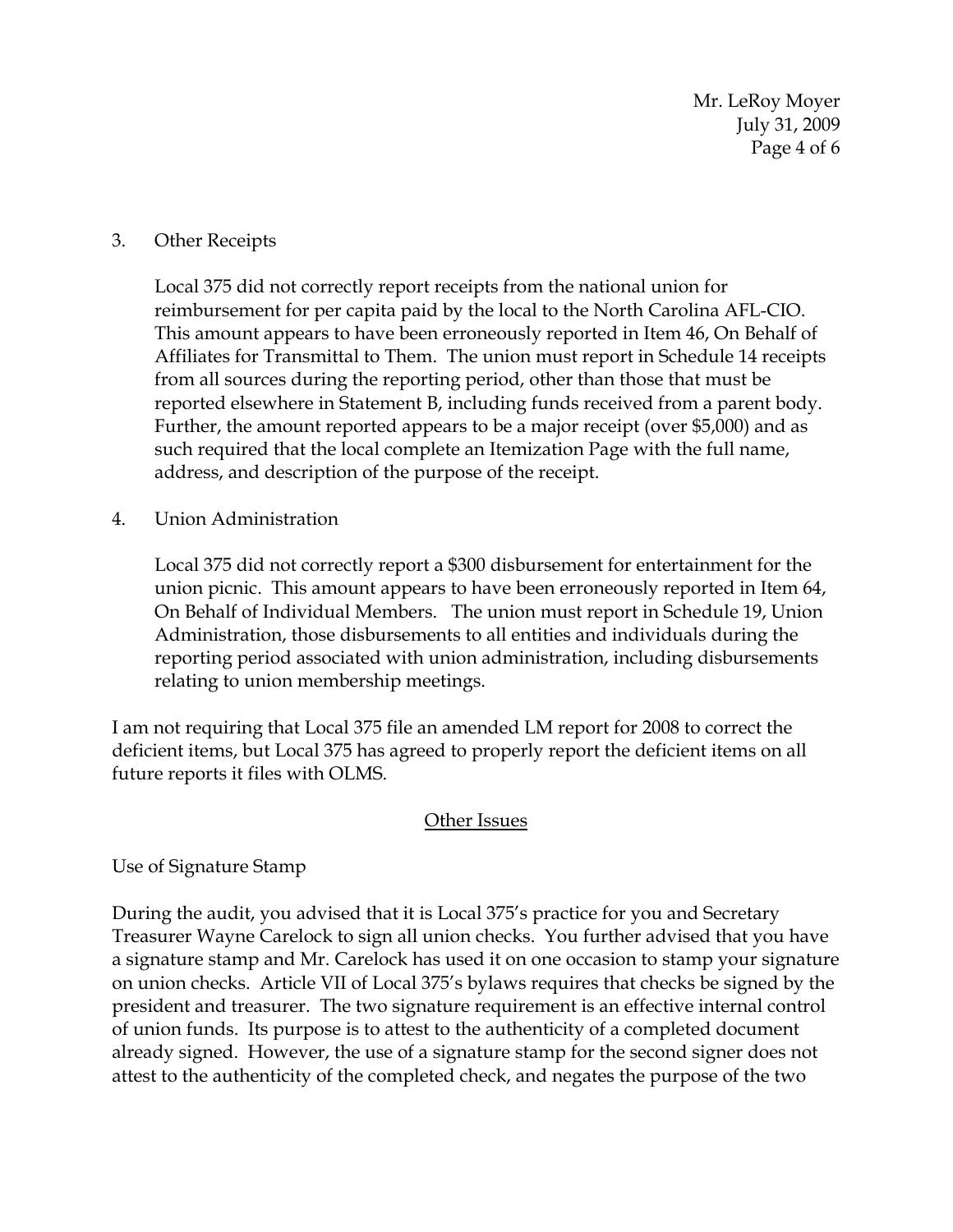3. Other Receipts

   Local 375 did not correctly report receipts from the national union for reimbursement for per capita paid by the local to the North Carolina AFL-CIO. This amount appears to have been erroneously reported in Item 46, On Behalf of Affiliates for Transmittal to Them. The union must report in Schedule 14 receipts from all sources during the reporting period, other than those that must be reported elsewhere in Statement B, including funds received from a parent body. Further, the amount reported appears to be a major receipt (over $5,000) and as such required that the local complete an Itemization Page with the full name, address, and description of the purpose of the receipt.

4. Union Administration

   Local 375 did not correctly report a $300 disbursement for entertainment for the union picnic. This amount appears to have been erroneously reported in Item 64, On Behalf of Individual Members. The union must report in Schedule 19, Union Administration, those disbursements to all entities and individuals during the reporting period associated with union administration, including disbursements relating to union membership meetings.

I am not requiring that Local 375 file an amended LM report for 2008 to correct the deficient items, but Local 375 has agreed to properly report the deficient items on all future reports it files with OLMS.

## Other Issues

Use of Signature Stamp

During the audit, you advised that it is Local 375's practice for you and Secretary Treasurer Wayne Carelock to sign all union checks. You further advised that you have a signature stamp and Mr. Carelock has used it on one occasion to stamp your signature on union checks. Article VII of Local 375's bylaws requires that checks be signed by the president and treasurer. The two signature requirement is an effective internal control of union funds. Its purpose is to attest to the authenticity of a completed document already signed. However, the use of a signature stamp for the second signer does not attest to the authenticity of the completed check, and negates the purpose of the two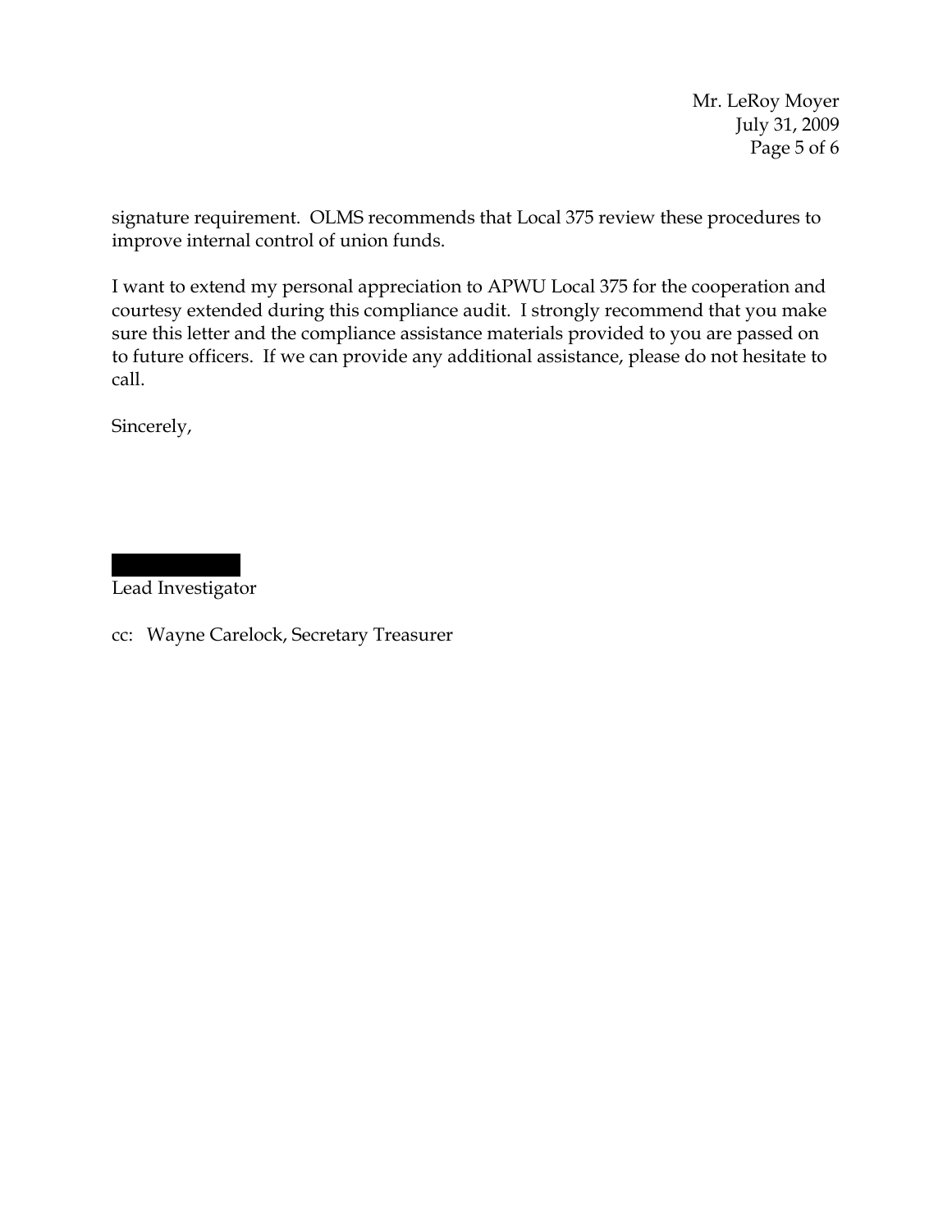signature requirement. OLMS recommends that Local 375 review these procedures to improve internal control of union funds.

I want to extend my personal appreciation to APWU Local 375 for the cooperation and courtesy extended during this compliance audit. I strongly recommend that you make sure this letter and the compliance assistance materials provided to you are passed on to future officers. If we can provide any additional assistance, please do not hesitate to call.

Sincerely,

Lead Investigator

cc: Wayne Carelock, Secretary Treasurer